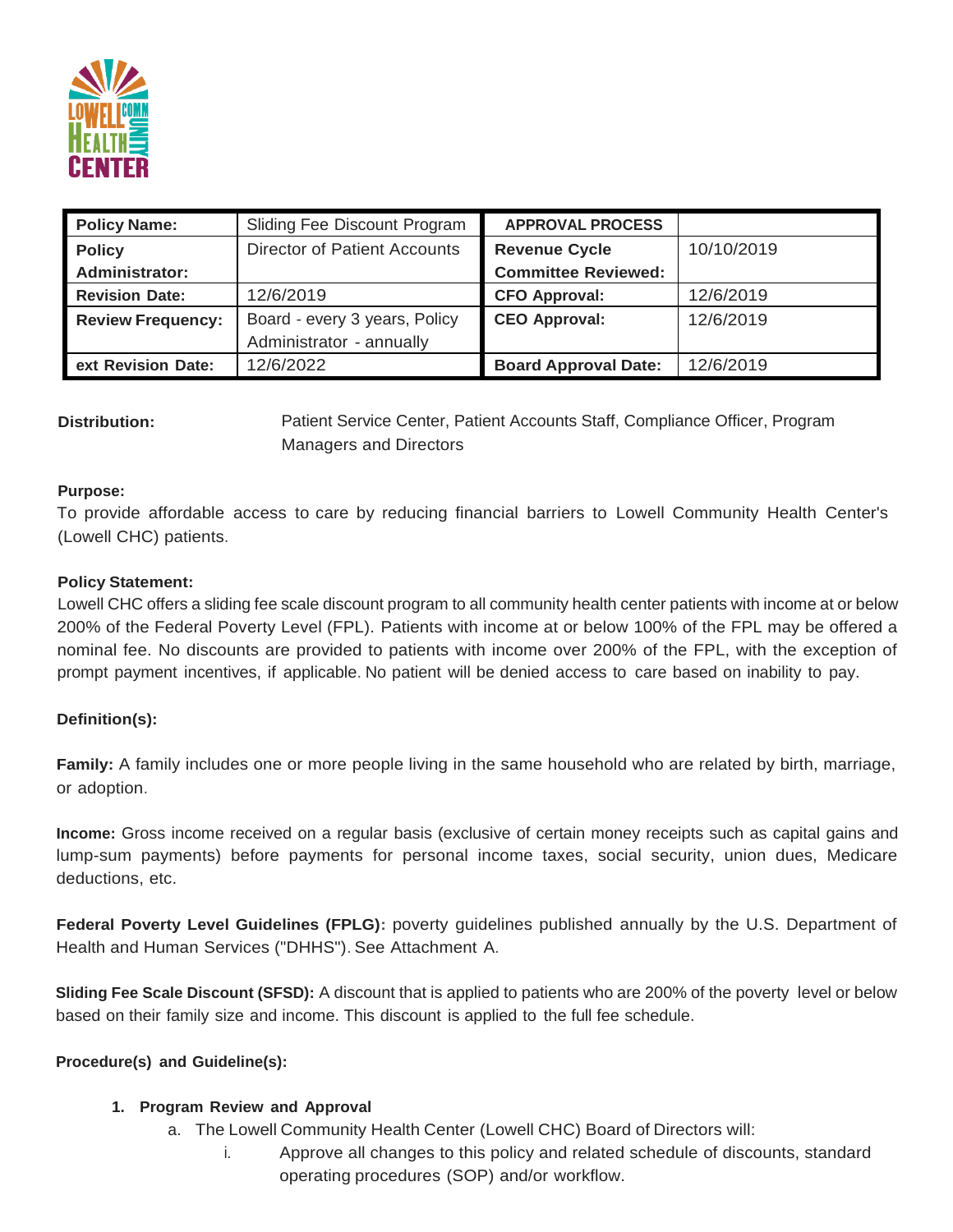| Policy Name: | Sliding Fee Discount Program | APPROVAL PROCESS | |
|---|---|---|---|
| Policy Administrator: | Director of Patient Accounts | Revenue Cycle Committee Reviewed: | 10/10/2019 |
| Revision Date: | 12/6/2019 | CFO Approval: | 12/6/2019 |
| Review Frequency: | Board - every 3 years, Policy Administrator - annually | CEO Approval: | 12/6/2019 |
| ext Revision Date: | 12/6/2022 | Board Approval Date: | 12/6/2019 |

**Distribution:** Patient Service Center, Patient Accounts Staff, Compliance Officer, Program Managers and Directors

**Purpose:**

To provide affordable access to care by reducing financial barriers to Lowell Community Health Center's (Lowell CHC) patients.

**Policy Statement:**

Lowell CHC offers a sliding fee scale discount program to all community health center patients with income at or below 200% of the Federal Poverty Level (FPL). Patients with income at or below 100% of the FPL may be offered a nominal fee. No discounts are provided to patients with income over 200% of the FPL, with the exception of prompt payment incentives, if applicable. No patient will be denied access to care based on inability to pay.

**Definition(s):**

**Family:** A family includes one or more people living in the same household who are related by birth, marriage, or adoption.

**Income:** Gross income received on a regular basis (exclusive of certain money receipts such as capital gains and lump-sum payments) before payments for personal income taxes, social security, union dues, Medicare deductions, etc.

**Federal Poverty Level Guidelines (FPLG):** poverty guidelines published annually by the U.S. Department of Health and Human Services ("DHHS"). See Attachment A.

**Sliding Fee Scale Discount (SFSD):** A discount that is applied to patients who are 200% of the poverty level or below based on their family size and income. This discount is applied to the full fee schedule.

**Procedure(s) and Guideline(s):**

1. **Program Review and Approval**
   a. The Lowell Community Health Center (Lowell CHC) Board of Directors will:
      i. Approve all changes to this policy and related schedule of discounts, standard operating procedures (SOP) and/or workflow.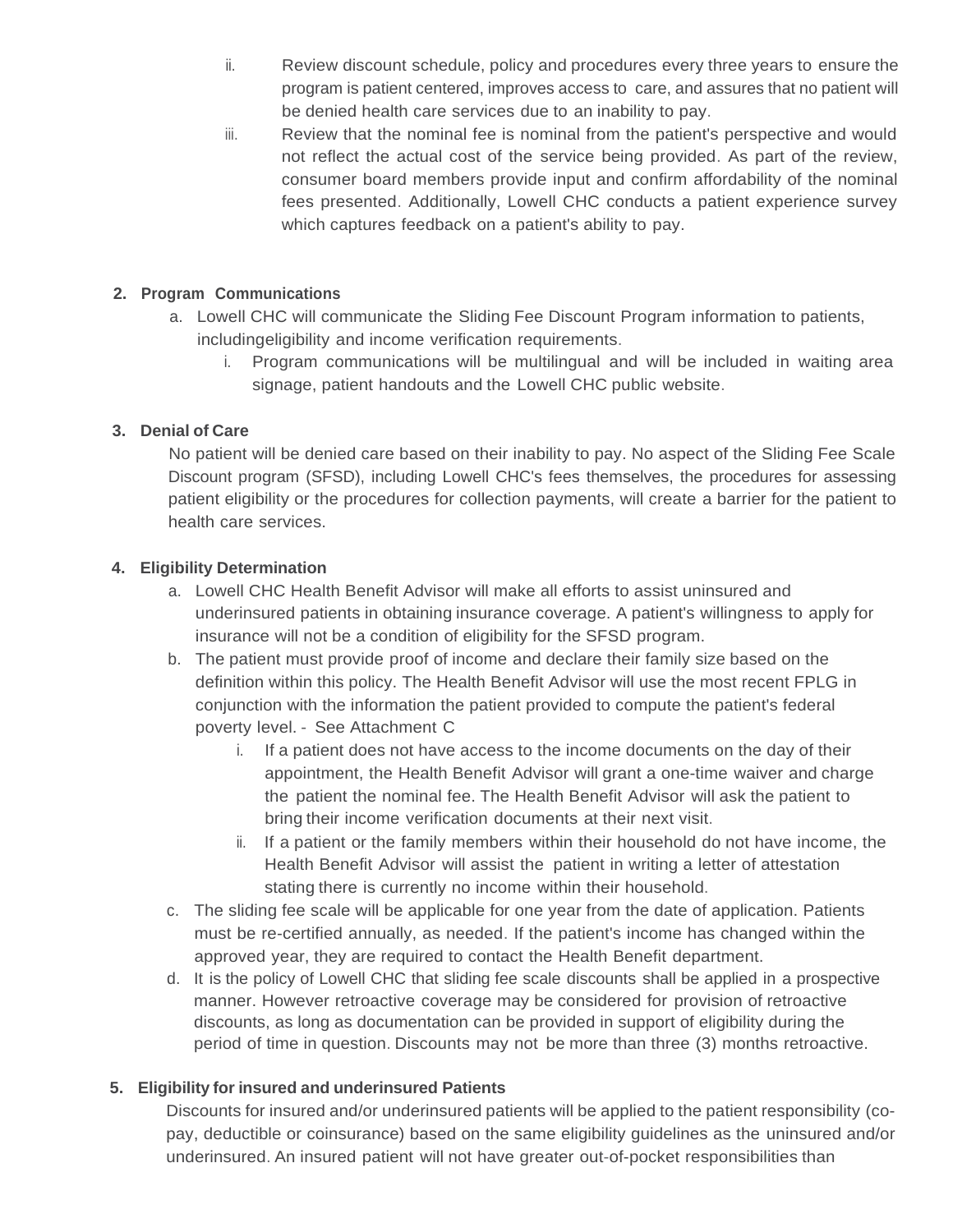ii. Review discount schedule, policy and procedures every three years to ensure the program is patient centered, improves access to care, and assures that no patient will be denied health care services due to an inability to pay.

iii. Review that the nominal fee is nominal from the patient's perspective and would not reflect the actual cost of the service being provided. As part of the review, consumer board members provide input and confirm affordability of the nominal fees presented. Additionally, Lowell CHC conducts a patient experience survey which captures feedback on a patient's ability to pay.

**2. Program Communications**

a. Lowell CHC will communicate the Sliding Fee Discount Program information to patients, includingeligibility and income verification requirements.

i. Program communications will be multilingual and will be included in waiting area signage, patient handouts and the Lowell CHC public website.

**3. Denial of Care**

No patient will be denied care based on their inability to pay. No aspect of the Sliding Fee Scale Discount program (SFSD), including Lowell CHC's fees themselves, the procedures for assessing patient eligibility or the procedures for collection payments, will create a barrier for the patient to health care services.

**4. Eligibility Determination**

a. Lowell CHC Health Benefit Advisor will make all efforts to assist uninsured and underinsured patients in obtaining insurance coverage. A patient's willingness to apply for insurance will not be a condition of eligibility for the SFSD program.

b. The patient must provide proof of income and declare their family size based on the definition within this policy. The Health Benefit Advisor will use the most recent FPLG in conjunction with the information the patient provided to compute the patient's federal poverty level. - See Attachment C

i. If a patient does not have access to the income documents on the day of their appointment, the Health Benefit Advisor will grant a one-time waiver and charge the patient the nominal fee. The Health Benefit Advisor will ask the patient to bring their income verification documents at their next visit.

ii. If a patient or the family members within their household do not have income, the Health Benefit Advisor will assist the patient in writing a letter of attestation stating there is currently no income within their household.

c. The sliding fee scale will be applicable for one year from the date of application. Patients must be re-certified annually, as needed. If the patient's income has changed within the approved year, they are required to contact the Health Benefit department.

d. It is the policy of Lowell CHC that sliding fee scale discounts shall be applied in a prospective manner. However retroactive coverage may be considered for provision of retroactive discounts, as long as documentation can be provided in support of eligibility during the period of time in question. Discounts may not be more than three (3) months retroactive.

**5. Eligibility for insured and underinsured Patients**

Discounts for insured and/or underinsured patients will be applied to the patient responsibility (co-pay, deductible or coinsurance) based on the same eligibility guidelines as the uninsured and/or underinsured. An insured patient will not have greater out-of-pocket responsibilities than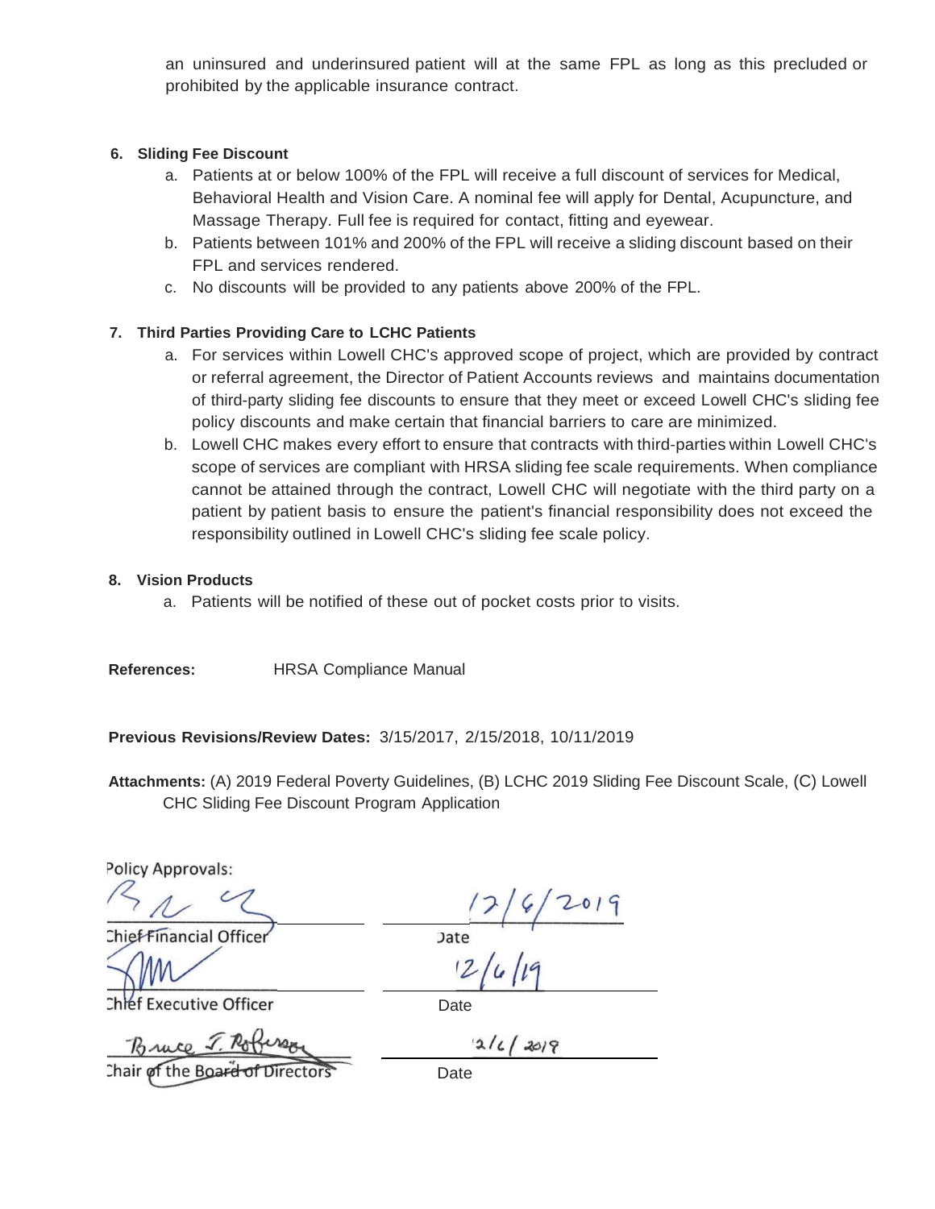an uninsured and underinsured patient will at the same FPL as long as this precluded or prohibited by the applicable insurance contract.

**6. Sliding Fee Discount**

a. Patients at or below 100% of the FPL will receive a full discount of services for Medical, Behavioral Health and Vision Care. A nominal fee will apply for Dental, Acupuncture, and Massage Therapy. Full fee is required for contact, fitting and eyewear.
b. Patients between 101% and 200% of the FPL will receive a sliding discount based on their FPL and services rendered.
c. No discounts will be provided to any patients above 200% of the FPL.

**7. Third Parties Providing Care to LCHC Patients**

a. For services within Lowell CHC's approved scope of project, which are provided by contract or referral agreement, the Director of Patient Accounts reviews and maintains documentation of third-party sliding fee discounts to ensure that they meet or exceed Lowell CHC's sliding fee policy discounts and make certain that financial barriers to care are minimized.
b. Lowell CHC makes every effort to ensure that contracts with third-parties within Lowell CHC's scope of services are compliant with HRSA sliding fee scale requirements. When compliance cannot be attained through the contract, Lowell CHC will negotiate with the third party on a patient by patient basis to ensure the patient's financial responsibility does not exceed the responsibility outlined in Lowell CHC's sliding fee scale policy.

**8. Vision Products**

a. Patients will be notified of these out of pocket costs prior to visits.

**References:** HRSA Compliance Manual

**Previous Revisions/Review Dates:** 3/15/2017, 2/15/2018, 10/11/2019

**Attachments:** (A) 2019 Federal Poverty Guidelines, (B) LCHC 2019 Sliding Fee Discount Scale, (C) Lowell CHC Sliding Fee Discount Program Application

Policy Approvals:

| | |
|---|---|
| Chief Financial Officer | Date 12/6/2019 |
| Chief Executive Officer | Date 12/6/19 |
| Bruce T. Robinson — Chair of the Board of Directors | Date 12/6/2019 |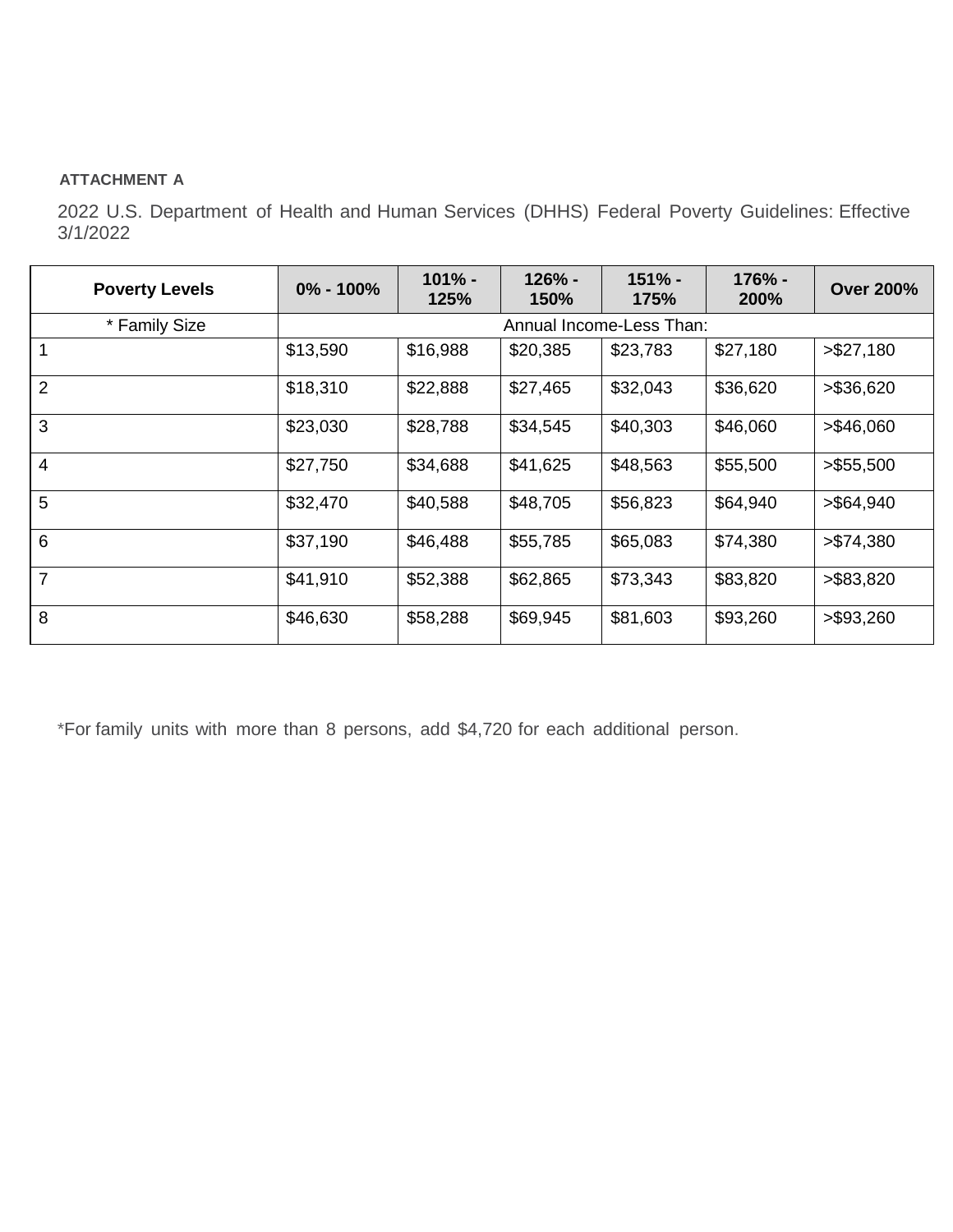**ATTACHMENT A**

2022 U.S. Department of Health and Human Services (DHHS) Federal Poverty Guidelines: Effective 3/1/2022

| **Poverty Levels** | **0% - 100%** | **101% - 125%** | **126% - 150%** | **151% - 175%** | **176% - 200%** | **Over 200%** |
|---|---|---|---|---|---|---|
| * Family Size | Annual Income-Less Than: | | | | | |
| 1 | $13,590 | $16,988 | $20,385 | $23,783 | $27,180 | >$27,180 |
| 2 | $18,310 | $22,888 | $27,465 | $32,043 | $36,620 | >$36,620 |
| 3 | $23,030 | $28,788 | $34,545 | $40,303 | $46,060 | >$46,060 |
| 4 | $27,750 | $34,688 | $41,625 | $48,563 | $55,500 | >$55,500 |
| 5 | $32,470 | $40,588 | $48,705 | $56,823 | $64,940 | >$64,940 |
| 6 | $37,190 | $46,488 | $55,785 | $65,083 | $74,380 | >$74,380 |
| 7 | $41,910 | $52,388 | $62,865 | $73,343 | $83,820 | >$83,820 |
| 8 | $46,630 | $58,288 | $69,945 | $81,603 | $93,260 | >$93,260 |

*For family units with more than 8 persons, add $4,720 for each additional person.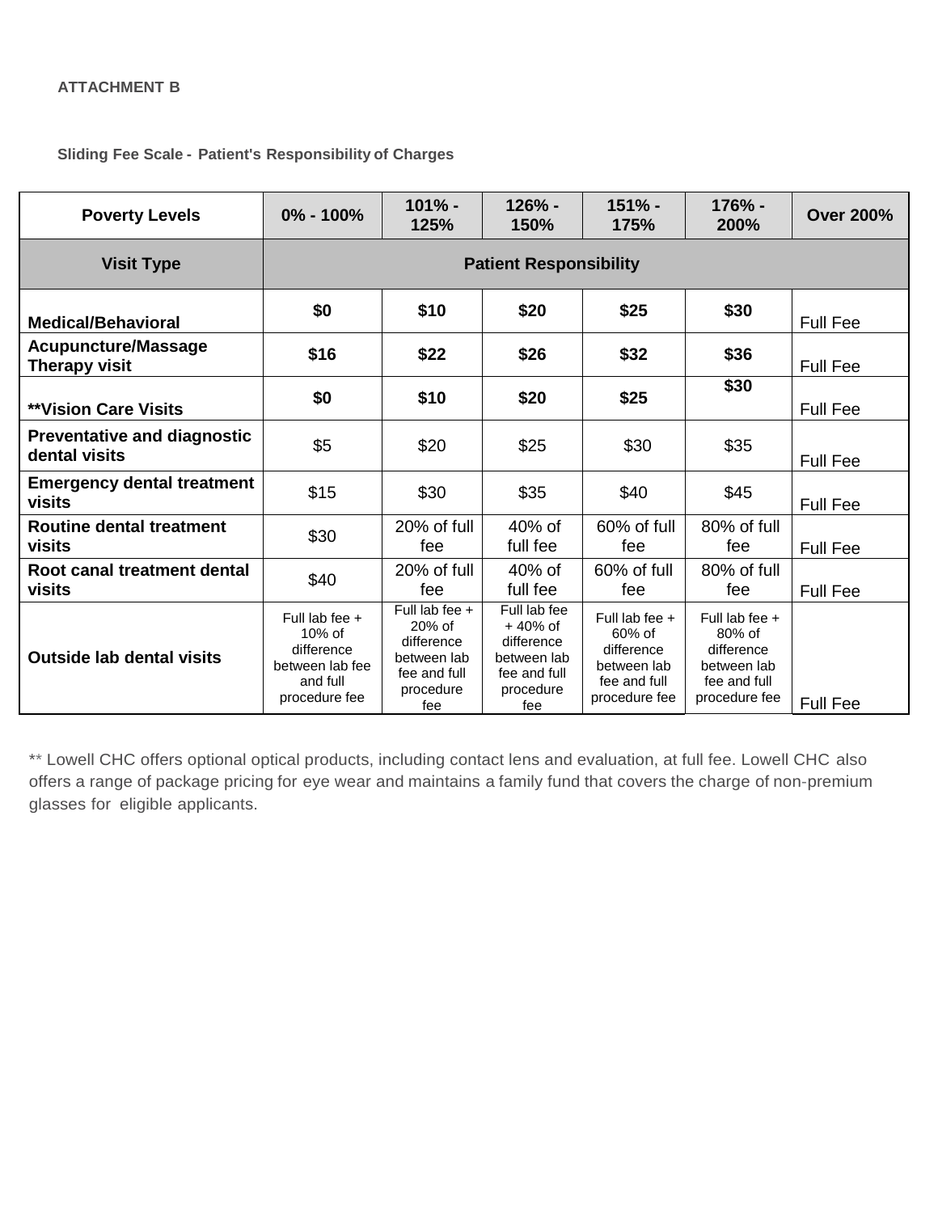**ATTACHMENT B**

**Sliding Fee Scale - Patient's Responsibility of Charges**

| Poverty Levels | 0% - 100% | 101% - 125% | 126% - 150% | 151% - 175% | 176% - 200% | Over 200% |
|---|---|---|---|---|---|---|
| **Visit Type** | **Patient Responsibility** | | | | | |
| **Medical/Behavioral** | **$0** | **$10** | **$20** | **$25** | **$30** | Full Fee |
| **Acupuncture/Massage Therapy visit** | **$16** | **$22** | **$26** | **$32** | **$36** | Full Fee |
| **\*\*Vision Care Visits** | **$0** | **$10** | **$20** | **$25** | **$30** | Full Fee |
| **Preventative and diagnostic dental visits** | $5 | $20 | $25 | $30 | $35 | Full Fee |
| **Emergency dental treatment visits** | $15 | $30 | $35 | $40 | $45 | Full Fee |
| **Routine dental treatment visits** | $30 | 20% of full fee | 40% of full fee | 60% of full fee | 80% of full fee | Full Fee |
| **Root canal treatment dental visits** | $40 | 20% of full fee | 40% of full fee | 60% of full fee | 80% of full fee | Full Fee |
| **Outside lab dental visits** | Full lab fee + 10% of difference between lab fee and full procedure fee | Full lab fee + 20% of difference between lab fee and full procedure fee | Full lab fee + 40% of difference between lab fee and full procedure fee | Full lab fee + 60% of difference between lab fee and full procedure fee | Full lab fee + 80% of difference between lab fee and full procedure fee | Full Fee |

** Lowell CHC offers optional optical products, including contact lens and evaluation, at full fee. Lowell CHC also offers a range of package pricing for eye wear and maintains a family fund that covers the charge of non-premium glasses for eligible applicants.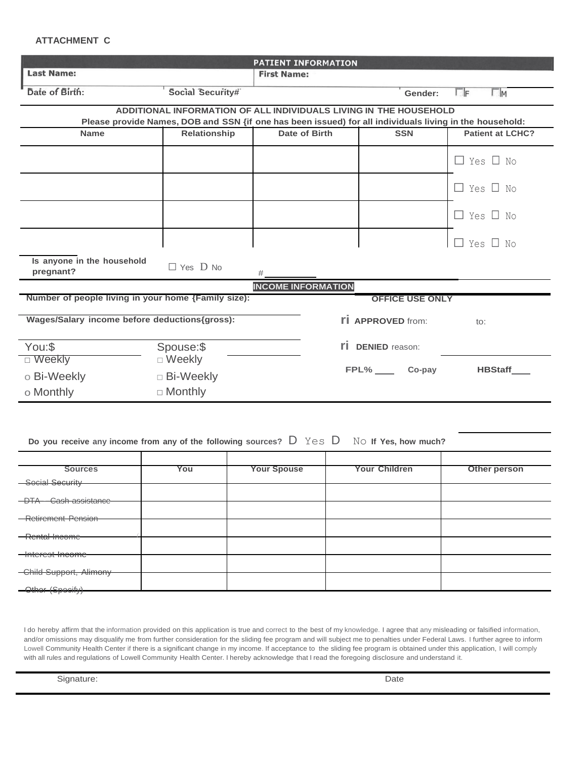**ATTACHMENT C**

## PATIENT INFORMATION

| | | | |
|---|---|---|---|
| **Last Name:** | | **First Name:** | |
| **Date of Birth:** | **Social Security#** | **Gender:** | ☐ F ☐ M |

### ADDITIONAL INFORMATION OF ALL INDIVIDUALS LIVING IN THE HOUSEHOLD

**Please provide Names, DOB and SSN {if one has been issued) for all individuals living in the household:**

| Name | Relationship | Date of Birth | SSN | Patient at LCHC? |
|---|---|---|---|---|
| | | | | ☐ Yes ☐ No |
| | | | | ☐ Yes ☐ No |
| | | | | ☐ Yes ☐ No |
| | | | | ☐ Yes ☐ No |

**Is anyone in the household pregnant?** ☐ Yes D No #

## INCOME INFORMATION

**Number of people living in your home {Family size):**

**Wages/Salary income before deductions{gross):**

You:$ Spouse:$

□ Weekly □ Weekly

o Bi-Weekly □ Bi-Weekly

o Monthly □ Monthly

**OFFICE USE ONLY**

ri **APPROVED** from: to:

ri **DENIED** reason:

**FPL%** ____ **Co-pay** **HBStaff**___

**Do you receive any income from any of the following sources?** D Yes D No **If Yes, how much?**

| Sources | You | Your Spouse | Your Children | Other person |
|---|---|---|---|---|
| Social Security | | | | |
| DTA - Cash assistance | | | | |
| Retirement Pension | | | | |
| Rental Income | | | | |
| Interest Income | | | | |
| Child Support, Alimony | | | | |
| Other (Specify) | | | | |

I do hereby affirm that the information provided on this application is true and correct to the best of my knowledge. I agree that any misleading or falsified information, and/or omissions may disqualify me from further consideration for the sliding fee program and will subject me to penalties under Federal Laws. I further agree to inform Lowell Community Health Center if there is a significant change in my income. If acceptance to the sliding fee program is obtained under this application, I will comply with all rules and regulations of Lowell Community Health Center. I hereby acknowledge that I read the foregoing disclosure and understand it.

Signature: Date